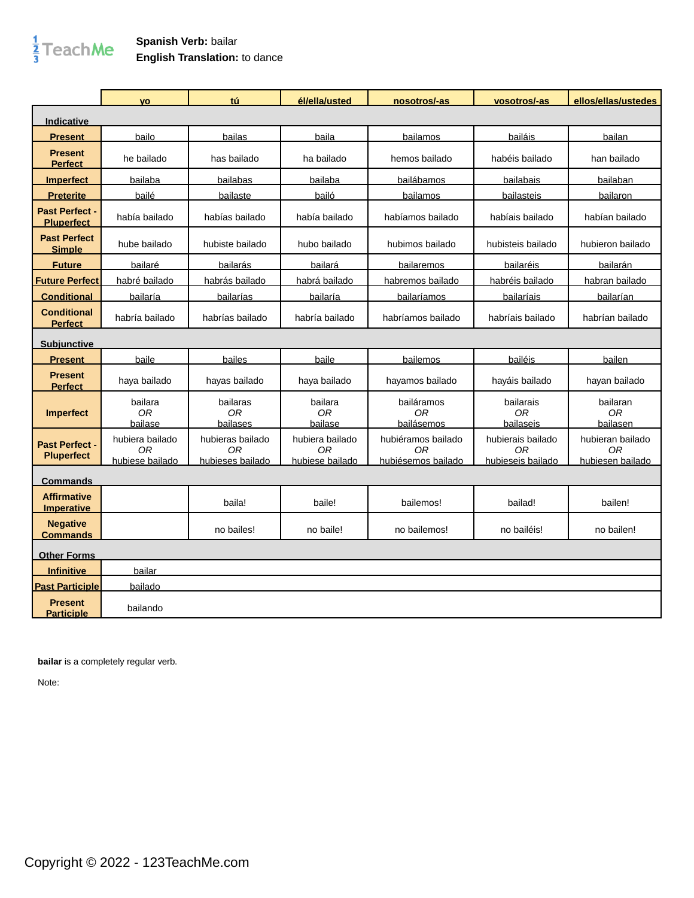**Spanish Verb:** bailar
**English Translation:** to dance

| | yo | tú | él/ella/usted | nosotros/-as | vosotros/-as | ellos/ellas/ustedes |
|---|---|---|---|---|---|---|
| **Indicative** | | | | | | |
| **Present** | bailo | bailas | baila | bailamos | bailáis | bailan |
| **Present Perfect** | he bailado | has bailado | ha bailado | hemos bailado | habéis bailado | han bailado |
| **Imperfect** | bailaba | bailabas | bailaba | bailábamos | bailabais | bailaban |
| **Preterite** | bailé | bailaste | bailó | bailamos | bailasteis | bailaron |
| **Past Perfect - Pluperfect** | había bailado | habías bailado | había bailado | habíamos bailado | habíais bailado | habían bailado |
| **Past Perfect Simple** | hube bailado | hubiste bailado | hubo bailado | hubimos bailado | hubisteis bailado | hubieron bailado |
| **Future** | bailaré | bailarás | bailará | bailaremos | bailaréis | bailarán |
| **Future Perfect** | habré bailado | habrás bailado | habrá bailado | habremos bailado | habréis bailado | habran bailado |
| **Conditional** | bailaría | bailarías | bailaría | bailaríamos | bailaríais | bailarían |
| **Conditional Perfect** | habría bailado | habrías bailado | habría bailado | habríamos bailado | habríais bailado | habrían bailado |
| **Subjunctive** | | | | | | |
| **Present** | baile | bailes | baile | bailemos | bailéis | bailen |
| **Present Perfect** | haya bailado | hayas bailado | haya bailado | hayamos bailado | hayáis bailado | hayan bailado |
| **Imperfect** | bailara *OR* bailase | bailaras *OR* bailases | bailara *OR* bailase | bailáramos *OR* bailásemos | bailarais *OR* bailaseis | bailaran *OR* bailasen |
| **Past Perfect - Pluperfect** | hubiera bailado *OR* hubiese bailado | hubieras bailado *OR* hubieses bailado | hubiera bailado *OR* hubiese bailado | hubiéramos bailado *OR* hubiésemos bailado | hubierais bailado *OR* hubieseis bailado | hubieran bailado *OR* hubiesen bailado |
| **Commands** | | | | | | |
| **Affirmative Imperative** | | baila! | baile! | bailemos! | bailad! | bailen! |
| **Negative Commands** | | no bailes! | no baile! | no bailemos! | no bailéis! | no bailen! |
| **Other Forms** | | | | | | |
| **Infinitive** | bailar | | | | | |
| **Past Participle** | bailado | | | | | |
| **Present Participle** | bailando | | | | | |

**bailar** is a completely regular verb.

Note: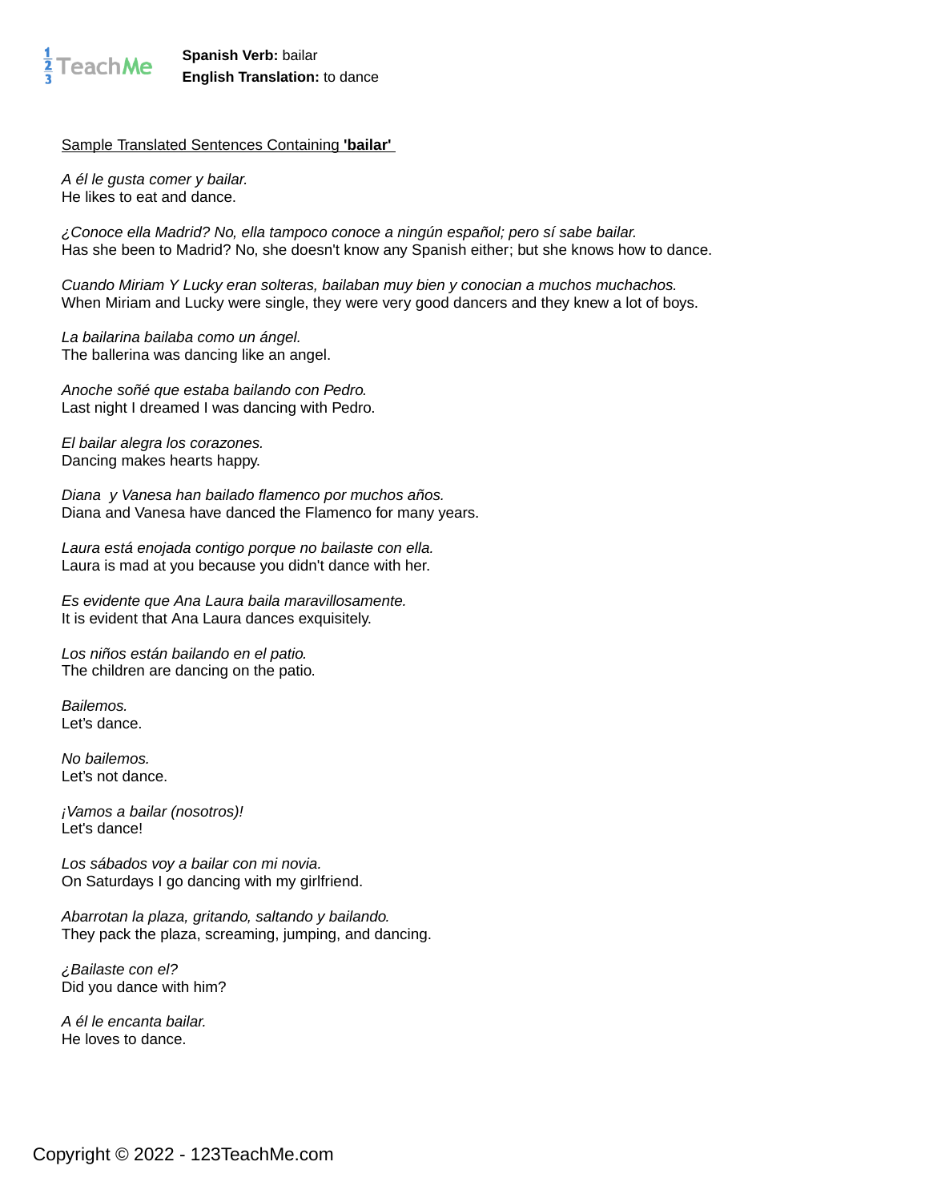**Spanish Verb:** bailar
**English Translation:** to dance

<u>Sample Translated Sentences Containing **'bailar'**</u>

*A él le gusta comer y bailar.*
He likes to eat and dance.

*¿Conoce ella Madrid? No, ella tampoco conoce a ningún español; pero sí sabe bailar.*
Has she been to Madrid? No, she doesn't know any Spanish either; but she knows how to dance.

*Cuando Miriam Y Lucky eran solteras, bailaban muy bien y conocian a muchos muchachos.*
When Miriam and Lucky were single, they were very good dancers and they knew a lot of boys.

*La bailarina bailaba como un ángel.*
The ballerina was dancing like an angel.

*Anoche soñé que estaba bailando con Pedro.*
Last night I dreamed I was dancing with Pedro.

*El bailar alegra los corazones.*
Dancing makes hearts happy.

*Diana y Vanesa han bailado flamenco por muchos años.*
Diana and Vanesa have danced the Flamenco for many years.

*Laura está enojada contigo porque no bailaste con ella.*
Laura is mad at you because you didn't dance with her.

*Es evidente que Ana Laura baila maravillosamente.*
It is evident that Ana Laura dances exquisitely.

*Los niños están bailando en el patio.*
The children are dancing on the patio.

*Bailemos.*
Let's dance.

*No bailemos.*
Let's not dance.

*¡Vamos a bailar (nosotros)!*
Let's dance!

*Los sábados voy a bailar con mi novia.*
On Saturdays I go dancing with my girlfriend.

*Abarrotan la plaza, gritando, saltando y bailando.*
They pack the plaza, screaming, jumping, and dancing.

*¿Bailaste con el?*
Did you dance with him?

*A él le encanta bailar.*
He loves to dance.

Copyright © 2022 - 123TeachMe.com